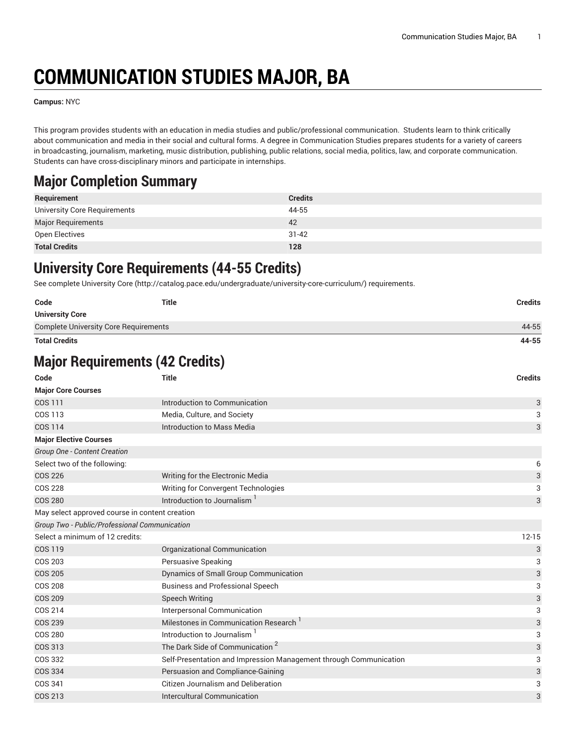# COMMUNICATION STUDIES MAJOR, BA

**Campus:** NYC

This program provides students with an education in media studies and public/professional communication. Students learn to think critically about communication and media in their social and cultural forms. A degree in Communication Studies prepares students for a variety of careers in broadcasting, journalism, marketing, music distribution, publishing, public relations, social media, politics, law, and corporate communication. Students can have cross-disciplinary minors and participate in internships.

## Major Completion Summary

| Requirement | Credits |
|---|---|
| University Core Requirements | 44-55 |
| Major Requirements | 42 |
| Open Electives | 31-42 |
| **Total Credits** | **128** |

## University Core Requirements (44-55 Credits)

See complete University Core (http://catalog.pace.edu/undergraduate/university-core-curriculum/) requirements.

| Code | Title | Credits |
|---|---|---|
| **University Core** | | |
| Complete University Core Requirements | | 44-55 |
| **Total Credits** | | **44-55** |

## Major Requirements (42 Credits)

| Code | Title | Credits |
|---|---|---|
| **Major Core Courses** | | |
| COS 111 | Introduction to Communication | 3 |
| COS 113 | Media, Culture, and Society | 3 |
| COS 114 | Introduction to Mass Media | 3 |
| **Major Elective Courses** | | |
| *Group One - Content Creation* | | |
| Select two of the following: | | 6 |
| COS 226 | Writing for the Electronic Media | 3 |
| COS 228 | Writing for Convergent Technologies | 3 |
| COS 280 | Introduction to Journalism [1] | 3 |
| May select approved course in content creation | | |
| *Group Two - Public/Professional Communication* | | |
| Select a minimum of 12 credits: | | 12-15 |
| COS 119 | Organizational Communication | 3 |
| COS 203 | Persuasive Speaking | 3 |
| COS 205 | Dynamics of Small Group Communication | 3 |
| COS 208 | Business and Professional Speech | 3 |
| COS 209 | Speech Writing | 3 |
| COS 214 | Interpersonal Communication | 3 |
| COS 239 | Milestones in Communication Research [1] | 3 |
| COS 280 | Introduction to Journalism [1] | 3 |
| COS 313 | The Dark Side of Communication [2] | 3 |
| COS 332 | Self-Presentation and Impression Management through Communication | 3 |
| COS 334 | Persuasion and Compliance-Gaining | 3 |
| COS 341 | Citizen Journalism and Deliberation | 3 |
| COS 213 | Intercultural Communication | 3 |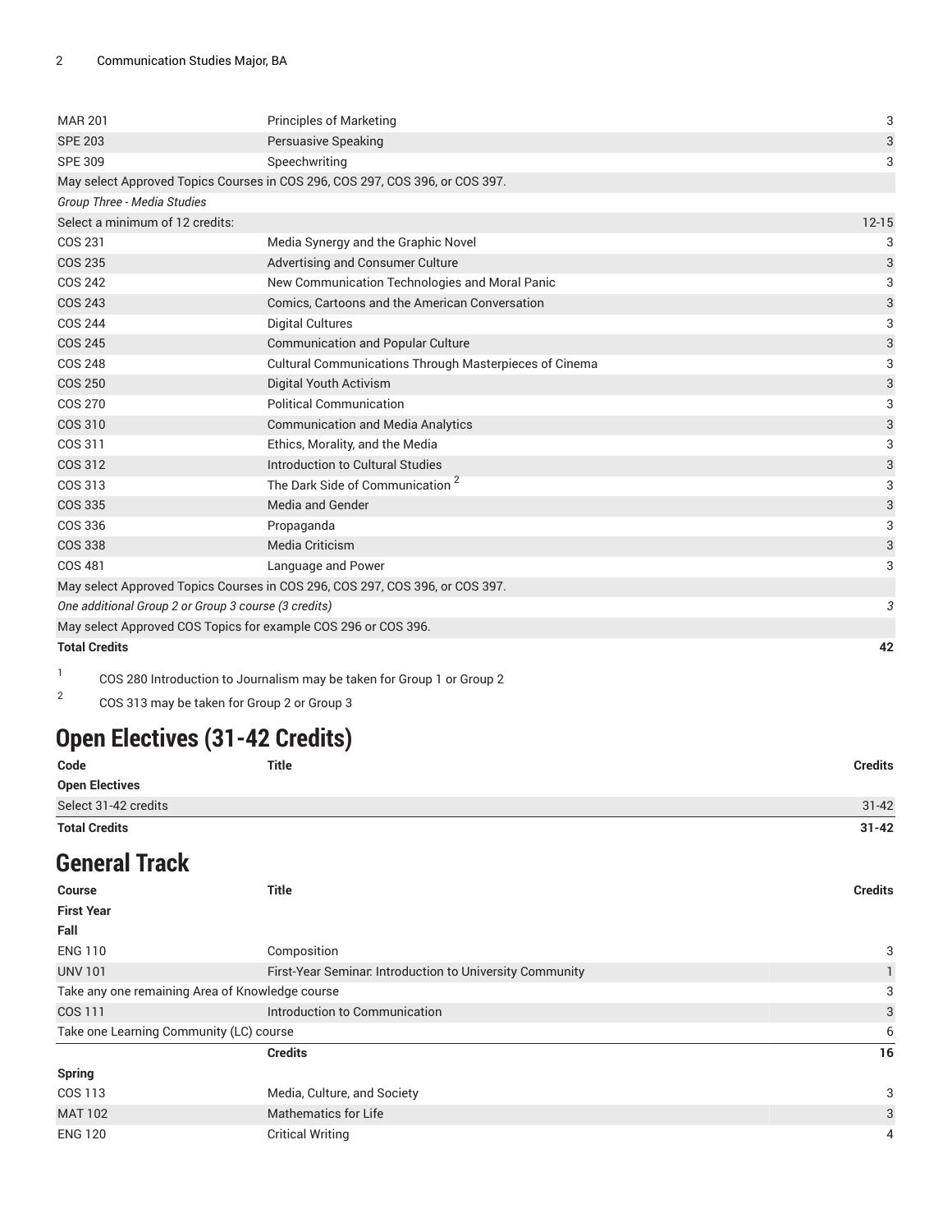| | | |
|---|---|---|
| MAR 201 | Principles of Marketing | 3 |
| SPE 203 | Persuasive Speaking | 3 |
| SPE 309 | Speechwriting | 3 |
| May select Approved Topics Courses in COS 296, COS 297, COS 396, or COS 397. | | |
| *Group Three - Media Studies* | | |
| Select a minimum of 12 credits: | | 12-15 |
| COS 231 | Media Synergy and the Graphic Novel | 3 |
| COS 235 | Advertising and Consumer Culture | 3 |
| COS 242 | New Communication Technologies and Moral Panic | 3 |
| COS 243 | Comics, Cartoons and the American Conversation | 3 |
| COS 244 | Digital Cultures | 3 |
| COS 245 | Communication and Popular Culture | 3 |
| COS 248 | Cultural Communications Through Masterpieces of Cinema | 3 |
| COS 250 | Digital Youth Activism | 3 |
| COS 270 | Political Communication | 3 |
| COS 310 | Communication and Media Analytics | 3 |
| COS 311 | Ethics, Morality, and the Media | 3 |
| COS 312 | Introduction to Cultural Studies | 3 |
| COS 313 | The Dark Side of Communication [2] | 3 |
| COS 335 | Media and Gender | 3 |
| COS 336 | Propaganda | 3 |
| COS 338 | Media Criticism | 3 |
| COS 481 | Language and Power | 3 |
| May select Approved Topics Courses in COS 296, COS 297, COS 396, or COS 397. | | |
| *One additional Group 2 or Group 3 course (3 credits)* | | *3* |
| May select Approved COS Topics for example COS 296 or COS 396. | | |
| **Total Credits** | | **42** |

1. COS 280 Introduction to Journalism may be taken for Group 1 or Group 2
2. COS 313 may be taken for Group 2 or Group 3

## Open Electives (31-42 Credits)

| Code | Title | Credits |
|---|---|---|
| **Open Electives** | | |
| Select 31-42 credits | | 31-42 |
| **Total Credits** | | **31-42** |

## General Track

| Course | Title | Credits |
|---|---|---|
| **First Year** | | |
| **Fall** | | |
| ENG 110 | Composition | 3 |
| UNV 101 | First-Year Seminar: Introduction to University Community | 1 |
| Take any one remaining Area of Knowledge course | | 3 |
| COS 111 | Introduction to Communication | 3 |
| Take one Learning Community (LC) course | | 6 |
| | **Credits** | **16** |
| **Spring** | | |
| COS 113 | Media, Culture, and Society | 3 |
| MAT 102 | Mathematics for Life | 3 |
| ENG 120 | Critical Writing | 4 |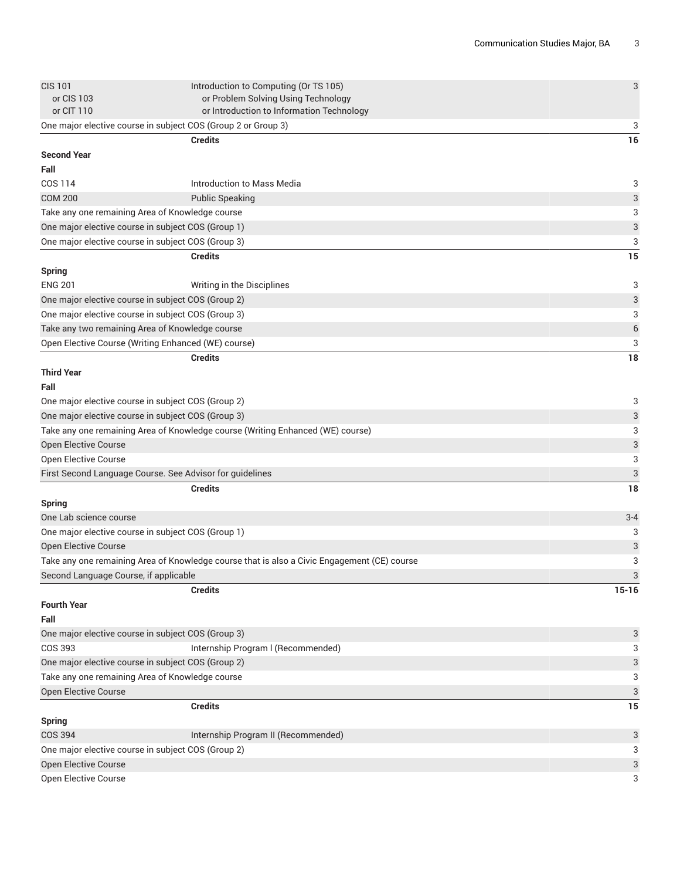| Course | Title | Credits |
|---|---|---|
| CIS 101 or CIS 103 or CIT 110 | Introduction to Computing (Or TS 105) or Problem Solving Using Technology or Introduction to Information Technology | 3 |
| One major elective course in subject COS (Group 2 or Group 3) | | 3 |
| | **Credits** | **16** |
| **Second Year** | | |
| **Fall** | | |
| COS 114 | Introduction to Mass Media | 3 |
| COM 200 | Public Speaking | 3 |
| Take any one remaining Area of Knowledge course | | 3 |
| One major elective course in subject COS (Group 1) | | 3 |
| One major elective course in subject COS (Group 3) | | 3 |
| | **Credits** | **15** |
| **Spring** | | |
| ENG 201 | Writing in the Disciplines | 3 |
| One major elective course in subject COS (Group 2) | | 3 |
| One major elective course in subject COS (Group 3) | | 3 |
| Take any two remaining Area of Knowledge course | | 6 |
| Open Elective Course (Writing Enhanced (WE) course) | | 3 |
| | **Credits** | **18** |
| **Third Year** | | |
| **Fall** | | |
| One major elective course in subject COS (Group 2) | | 3 |
| One major elective course in subject COS (Group 3) | | 3 |
| Take any one remaining Area of Knowledge course (Writing Enhanced (WE) course) | | 3 |
| Open Elective Course | | 3 |
| Open Elective Course | | 3 |
| First Second Language Course. See Advisor for guidelines | | 3 |
| | **Credits** | **18** |
| **Spring** | | |
| One Lab science course | | 3-4 |
| One major elective course in subject COS (Group 1) | | 3 |
| Open Elective Course | | 3 |
| Take any one remaining Area of Knowledge course that is also a Civic Engagement (CE) course | | 3 |
| Second Language Course, if applicable | | 3 |
| | **Credits** | **15-16** |
| **Fourth Year** | | |
| **Fall** | | |
| One major elective course in subject COS (Group 3) | | 3 |
| COS 393 | Internship Program I (Recommended) | 3 |
| One major elective course in subject COS (Group 2) | | 3 |
| Take any one remaining Area of Knowledge course | | 3 |
| Open Elective Course | | 3 |
| | **Credits** | **15** |
| **Spring** | | |
| COS 394 | Internship Program II (Recommended) | 3 |
| One major elective course in subject COS (Group 2) | | 3 |
| Open Elective Course | | 3 |
| Open Elective Course | | 3 |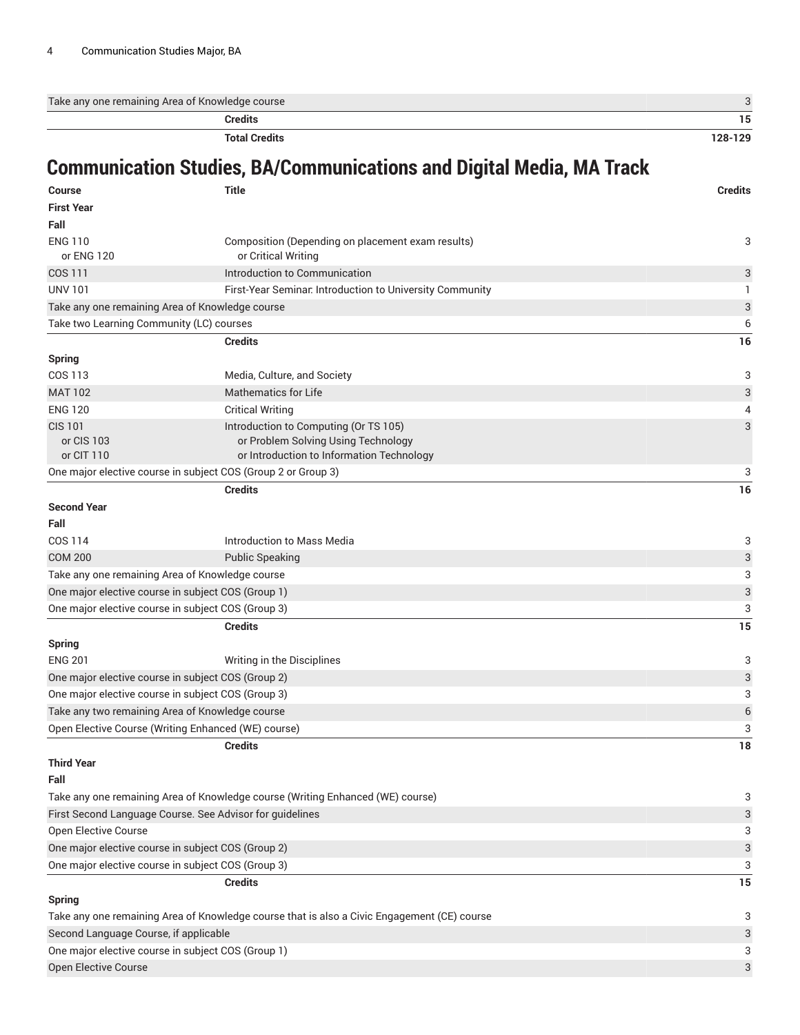| | | |
|---|---|---|
| Take any one remaining Area of Knowledge course | | 3 |
| | **Credits** | **15** |
| | **Total Credits** | **128-129** |

## Communication Studies, BA/Communications and Digital Media, MA Track

| Course | Title | Credits |
|---|---|---|
| **First Year** | | |
| **Fall** | | |
| ENG 110 or ENG 120 | Composition (Depending on placement exam results) or Critical Writing | 3 |
| COS 111 | Introduction to Communication | 3 |
| UNV 101 | First-Year Seminar: Introduction to University Community | 1 |
| Take any one remaining Area of Knowledge course | | 3 |
| Take two Learning Community (LC) courses | | 6 |
| | **Credits** | **16** |
| **Spring** | | |
| COS 113 | Media, Culture, and Society | 3 |
| MAT 102 | Mathematics for Life | 3 |
| ENG 120 | Critical Writing | 4 |
| CIS 101 or CIS 103 or CIT 110 | Introduction to Computing (Or TS 105) or Problem Solving Using Technology or Introduction to Information Technology | 3 |
| One major elective course in subject COS (Group 2 or Group 3) | | 3 |
| | **Credits** | **16** |
| **Second Year** | | |
| **Fall** | | |
| COS 114 | Introduction to Mass Media | 3 |
| COM 200 | Public Speaking | 3 |
| Take any one remaining Area of Knowledge course | | 3 |
| One major elective course in subject COS (Group 1) | | 3 |
| One major elective course in subject COS (Group 3) | | 3 |
| | **Credits** | **15** |
| **Spring** | | |
| ENG 201 | Writing in the Disciplines | 3 |
| One major elective course in subject COS (Group 2) | | 3 |
| One major elective course in subject COS (Group 3) | | 3 |
| Take any two remaining Area of Knowledge course | | 6 |
| Open Elective Course (Writing Enhanced (WE) course) | | 3 |
| | **Credits** | **18** |
| **Third Year** | | |
| **Fall** | | |
| Take any one remaining Area of Knowledge course (Writing Enhanced (WE) course) | | 3 |
| First Second Language Course. See Advisor for guidelines | | 3 |
| Open Elective Course | | 3 |
| One major elective course in subject COS (Group 2) | | 3 |
| One major elective course in subject COS (Group 3) | | 3 |
| | **Credits** | **15** |
| **Spring** | | |
| Take any one remaining Area of Knowledge course that is also a Civic Engagement (CE) course | | 3 |
| Second Language Course, if applicable | | 3 |
| One major elective course in subject COS (Group 1) | | 3 |
| Open Elective Course | | 3 |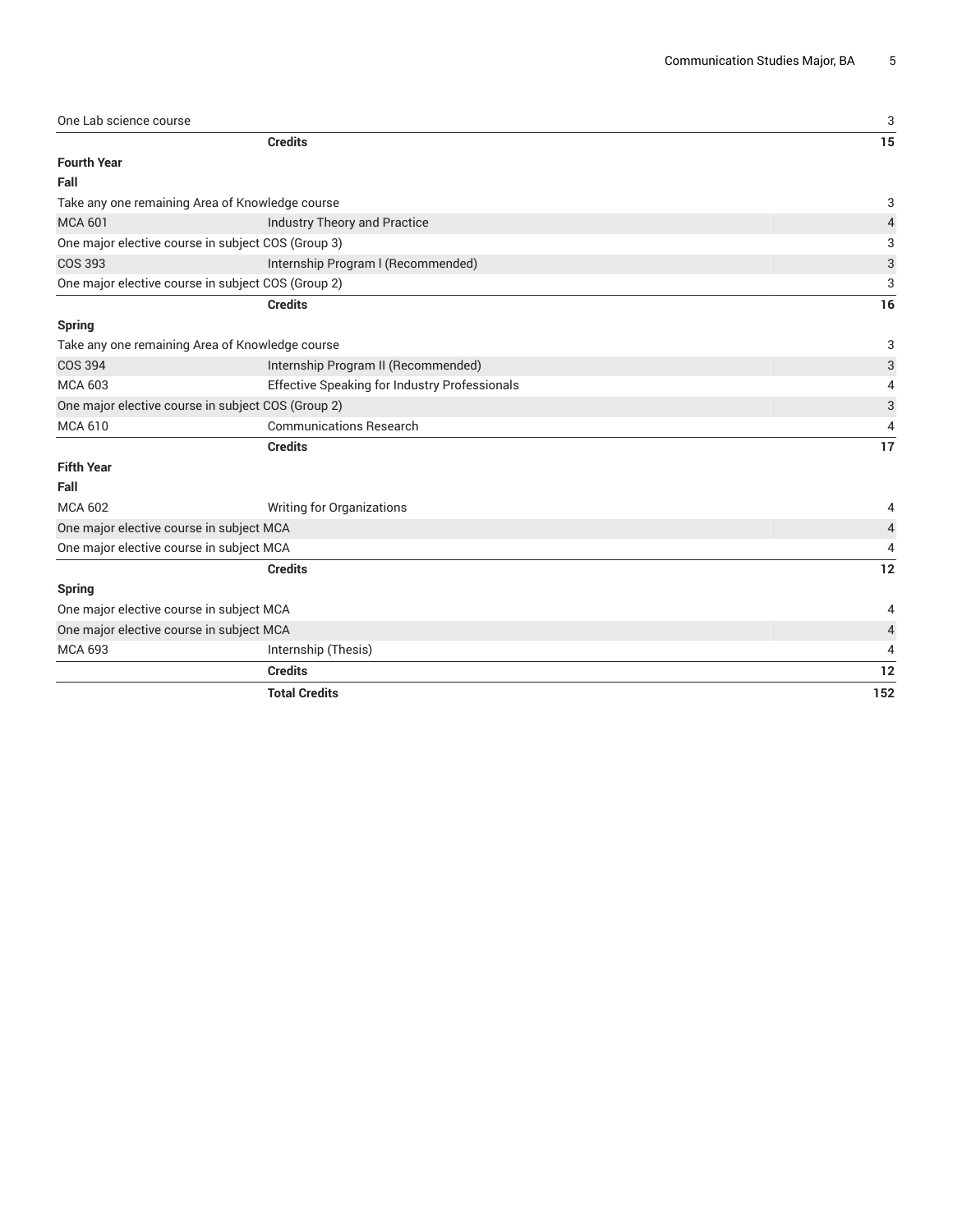| | | |
|---|---|---|
| One Lab science course | | 3 |
| | **Credits** | **15** |
| **Fourth Year** | | |
| **Fall** | | |
| Take any one remaining Area of Knowledge course | | 3 |
| MCA 601 | Industry Theory and Practice | 4 |
| One major elective course in subject COS (Group 3) | | 3 |
| COS 393 | Internship Program I (Recommended) | 3 |
| One major elective course in subject COS (Group 2) | | 3 |
| | **Credits** | **16** |
| **Spring** | | |
| Take any one remaining Area of Knowledge course | | 3 |
| COS 394 | Internship Program II (Recommended) | 3 |
| MCA 603 | Effective Speaking for Industry Professionals | 4 |
| One major elective course in subject COS (Group 2) | | 3 |
| MCA 610 | Communications Research | 4 |
| | **Credits** | **17** |
| **Fifth Year** | | |
| **Fall** | | |
| MCA 602 | Writing for Organizations | 4 |
| One major elective course in subject MCA | | 4 |
| One major elective course in subject MCA | | 4 |
| | **Credits** | **12** |
| **Spring** | | |
| One major elective course in subject MCA | | 4 |
| One major elective course in subject MCA | | 4 |
| MCA 693 | Internship (Thesis) | 4 |
| | **Credits** | **12** |
| | **Total Credits** | **152** |